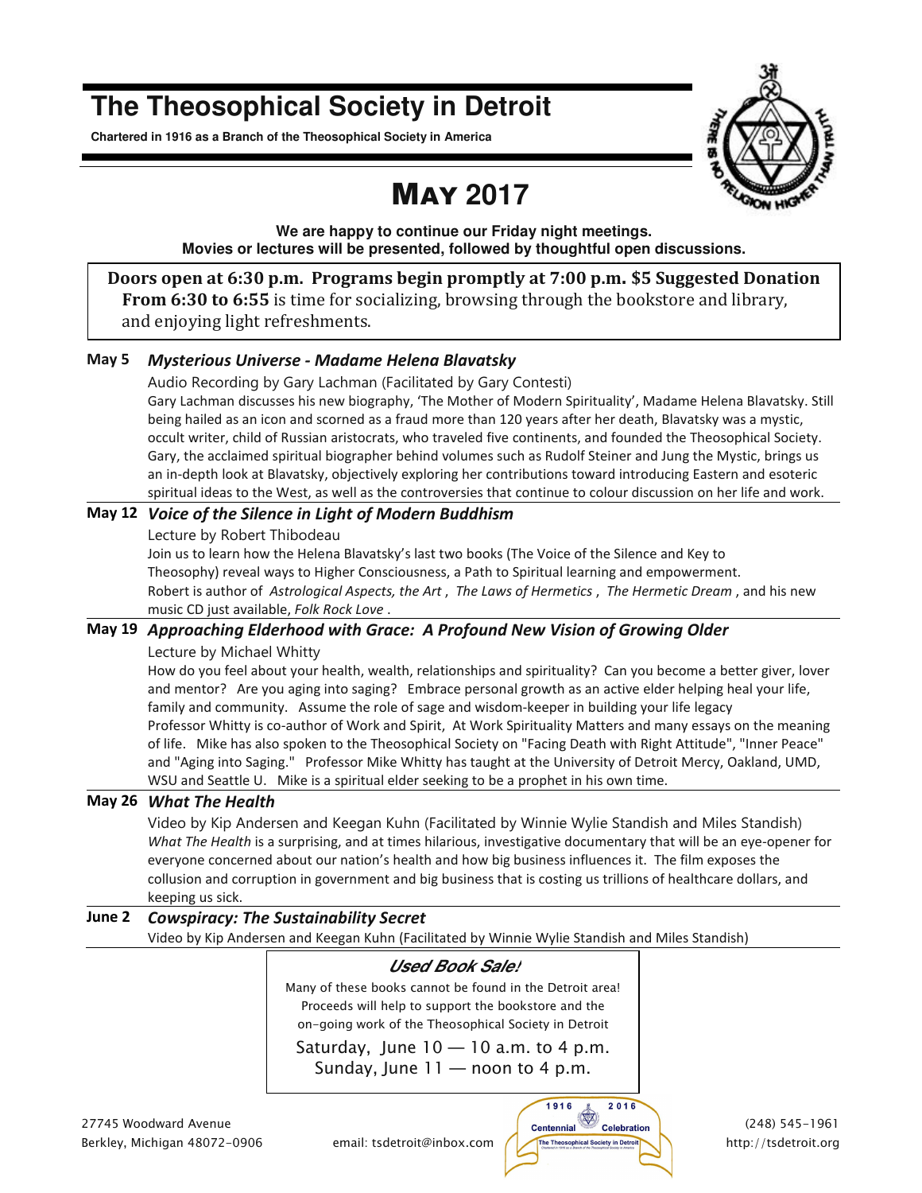# The Theosophical Society in Detroit

**Chartered in 1916 as a Branch of the Theosophical Society in America**

## MAY 2017

**We are happy to continue our Friday night meetings.**
**Movies or lectures will be presented, followed by thoughtful open discussions.**

**Doors open at 6:30 p.m. Programs begin promptly at 7:00 p.m. $5 Suggested Donation**
**From 6:30 to 6:55** is time for socializing, browsing through the bookstore and library, and enjoying light refreshments.

**May 5** ***Mysterious Universe - Madame Helena Blavatsky***

Audio Recording by Gary Lachman (Facilitated by Gary Contesti)

Gary Lachman discusses his new biography, 'The Mother of Modern Spirituality', Madame Helena Blavatsky. Still being hailed as an icon and scorned as a fraud more than 120 years after her death, Blavatsky was a mystic, occult writer, child of Russian aristocrats, who traveled five continents, and founded the Theosophical Society. Gary, the acclaimed spiritual biographer behind volumes such as Rudolf Steiner and Jung the Mystic, brings us an in-depth look at Blavatsky, objectively exploring her contributions toward introducing Eastern and esoteric spiritual ideas to the West, as well as the controversies that continue to colour discussion on her life and work.

**May 12** ***Voice of the Silence in Light of Modern Buddhism***

Lecture by Robert Thibodeau

Join us to learn how the Helena Blavatsky's last two books (The Voice of the Silence and Key to Theosophy) reveal ways to Higher Consciousness, a Path to Spiritual learning and empowerment.
Robert is author of *Astrological Aspects, the Art* , *The Laws of Hermetics* , *The Hermetic Dream* , and his new music CD just available, *Folk Rock Love* .

**May 19** ***Approaching Elderhood with Grace: A Profound New Vision of Growing Older***

Lecture by Michael Whitty

How do you feel about your health, wealth, relationships and spirituality? Can you become a better giver, lover and mentor? Are you aging into saging? Embrace personal growth as an active elder helping heal your life, family and community. Assume the role of sage and wisdom-keeper in building your life legacy
Professor Whitty is co-author of Work and Spirit, At Work Spirituality Matters and many essays on the meaning of life. Mike has also spoken to the Theosophical Society on "Facing Death with Right Attitude", "Inner Peace" and "Aging into Saging." Professor Mike Whitty has taught at the University of Detroit Mercy, Oakland, UMD, WSU and Seattle U. Mike is a spiritual elder seeking to be a prophet in his own time.

**May 26** ***What The Health***

Video by Kip Andersen and Keegan Kuhn (Facilitated by Winnie Wylie Standish and Miles Standish)

*What The Health* is a surprising, and at times hilarious, investigative documentary that will be an eye-opener for everyone concerned about our nation's health and how big business influences it. The film exposes the collusion and corruption in government and big business that is costing us trillions of healthcare dollars, and keeping us sick.

**June 2** ***Cowspiracy: The Sustainability Secret***

Video by Kip Andersen and Keegan Kuhn (Facilitated by Winnie Wylie Standish and Miles Standish)

***Used Book Sale!***

Many of these books cannot be found in the Detroit area!
Proceeds will help to support the bookstore and the on-going work of the Theosophical Society in Detroit

Saturday, June 10 — 10 a.m. to 4 p.m.
Sunday, June 11 — noon to 4 p.m.

27745 Woodward Avenue
Berkley, Michigan 48072-0906

email: tsdetroit@inbox.com

1916 2016 Centennial Celebration — The Theosophical Society in Detroit

(248) 545-1961
http://tsdetroit.org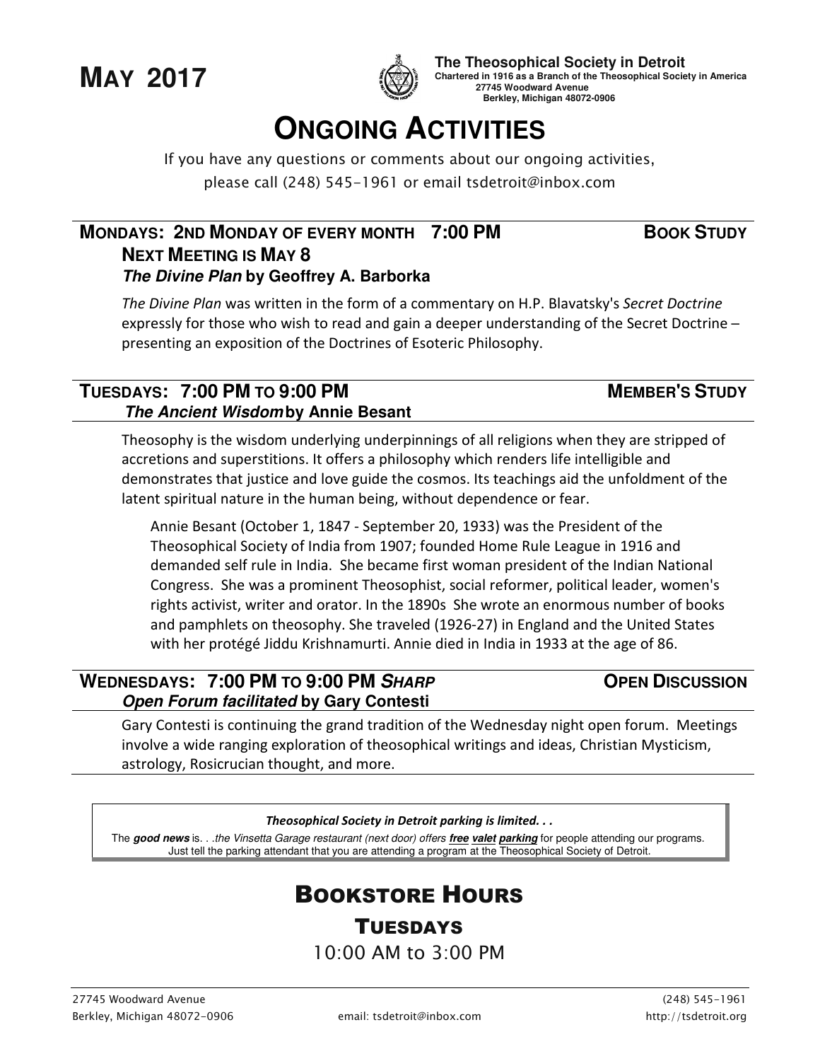**MAY 2017**

**The Theosophical Society in Detroit**
**Chartered in 1916 as a Branch of the Theosophical Society in America**
**27745 Woodward Avenue**
**Berkley, Michigan 48072-0906**

# ONGOING ACTIVITIES

If you have any questions or comments about our ongoing activities, please call (248) 545-1961 or email tsdetroit@inbox.com

## MONDAYS: 2ND MONDAY OF EVERY MONTH 7:00 PM — BOOK STUDY

**NEXT MEETING IS MAY 8**

***The Divine Plan* by Geoffrey A. Barborka**

*The Divine Plan* was written in the form of a commentary on H.P. Blavatsky's *Secret Doctrine* expressly for those who wish to read and gain a deeper understanding of the Secret Doctrine – presenting an exposition of the Doctrines of Esoteric Philosophy.

## TUESDAYS: 7:00 PM TO 9:00 PM — MEMBER'S STUDY

***The Ancient Wisdom* by Annie Besant**

Theosophy is the wisdom underlying underpinnings of all religions when they are stripped of accretions and superstitions. It offers a philosophy which renders life intelligible and demonstrates that justice and love guide the cosmos. Its teachings aid the unfoldment of the latent spiritual nature in the human being, without dependence or fear.

Annie Besant (October 1, 1847 - September 20, 1933) was the President of the Theosophical Society of India from 1907; founded Home Rule League in 1916 and demanded self rule in India. She became first woman president of the Indian National Congress. She was a prominent Theosophist, social reformer, political leader, women's rights activist, writer and orator. In the 1890s She wrote an enormous number of books and pamphlets on theosophy. She traveled (1926-27) in England and the United States with her protégé Jiddu Krishnamurti. Annie died in India in 1933 at the age of 86.

## WEDNESDAYS: 7:00 PM TO 9:00 PM *SHARP* — OPEN DISCUSSION

***Open Forum facilitated* by Gary Contesti**

Gary Contesti is continuing the grand tradition of the Wednesday night open forum. Meetings involve a wide ranging exploration of theosophical writings and ideas, Christian Mysticism, astrology, Rosicrucian thought, and more.

***Theosophical Society in Detroit parking is limited. . .***

The ***good news*** is. . .*the Vinsetta Garage restaurant (next door) offers **free valet parking*** for people attending our programs. Just tell the parking attendant that you are attending a program at the Theosophical Society of Detroit.

# BOOKSTORE HOURS

## TUESDAYS

10:00 AM to 3:00 PM

27745 Woodward Avenue
Berkley, Michigan 48072-0906
email: tsdetroit@inbox.com
(248) 545-1961
http://tsdetroit.org